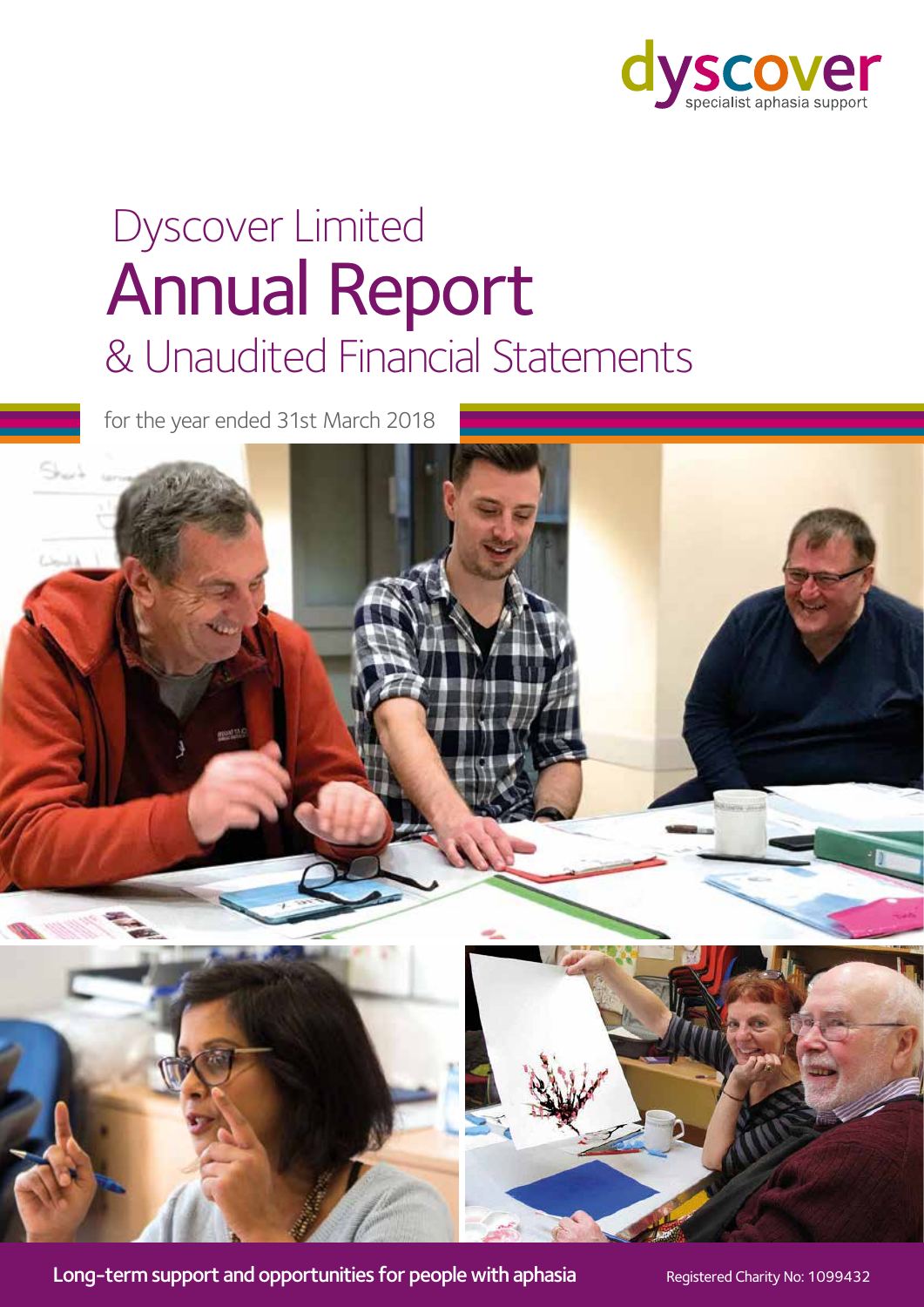dyscover
specialist aphasia support

# Dyscover Limited Annual Report & Unaudited Financial Statements

for the year ended 31st March 2018

**Long-term support and opportunities for people with aphasia**

Registered Charity No: 1099432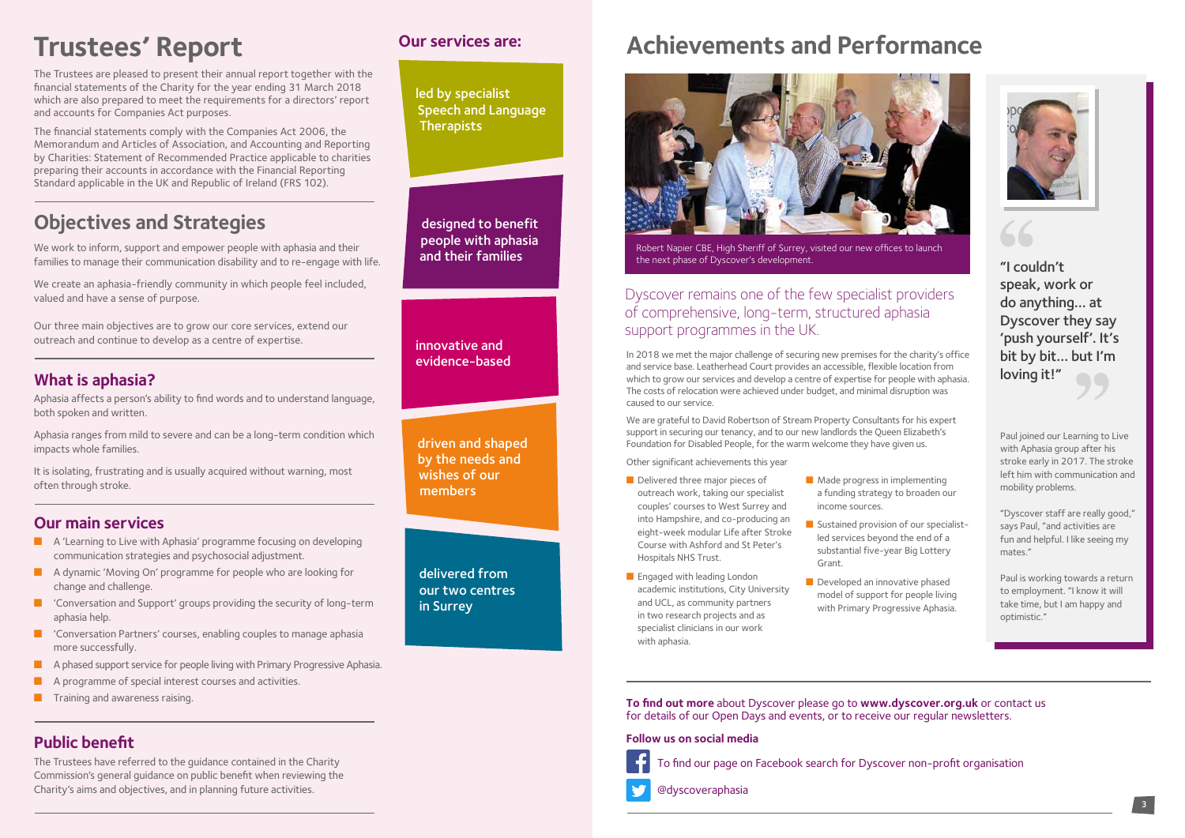# Trustees' Report

The Trustees are pleased to present their annual report together with the financial statements of the Charity for the year ending 31 March 2018 which are also prepared to meet the requirements for a directors' report and accounts for Companies Act purposes.

The financial statements comply with the Companies Act 2006, the Memorandum and Articles of Association, and Accounting and Reporting by Charities: Statement of Recommended Practice applicable to charities preparing their accounts in accordance with the Financial Reporting Standard applicable in the UK and Republic of Ireland (FRS 102).

## Objectives and Strategies

We work to inform, support and empower people with aphasia and their families to manage their communication disability and to re-engage with life.

We create an aphasia-friendly community in which people feel included, valued and have a sense of purpose.

Our three main objectives are to grow our core services, extend our outreach and continue to develop as a centre of expertise.

### What is aphasia?

Aphasia affects a person's ability to find words and to understand language, both spoken and written.

Aphasia ranges from mild to severe and can be a long-term condition which impacts whole families.

It is isolating, frustrating and is usually acquired without warning, most often through stroke.

### Our main services

- A 'Learning to Live with Aphasia' programme focusing on developing communication strategies and psychosocial adjustment.
- A dynamic 'Moving On' programme for people who are looking for change and challenge.
- 'Conversation and Support' groups providing the security of long-term aphasia help.
- 'Conversation Partners' courses, enabling couples to manage aphasia more successfully.
- A phased support service for people living with Primary Progressive Aphasia.
- A programme of special interest courses and activities.
- Training and awareness raising.

### Public benefit

The Trustees have referred to the guidance contained in the Charity Commission's general guidance on public benefit when reviewing the Charity's aims and objectives, and in planning future activities.

### Our services are:

- led by specialist Speech and Language Therapists
- designed to benefit people with aphasia and their families
- innovative and evidence-based
- driven and shaped by the needs and wishes of our members
- delivered from our two centres in Surrey

# Achievements and Performance

Robert Napier CBE, High Sheriff of Surrey, visited our new offices to launch the next phase of Dyscover's development.

Dyscover remains one of the few specialist providers of comprehensive, long-term, structured aphasia support programmes in the UK.

In 2018 we met the major challenge of securing new premises for the charity's office and service base. Leatherhead Court provides an accessible, flexible location from which to grow our services and develop a centre of expertise for people with aphasia. The costs of relocation were achieved under budget, and minimal disruption was caused to our service.

We are grateful to David Robertson of Stream Property Consultants for his expert support in securing our tenancy, and to our new landlords the Queen Elizabeth's Foundation for Disabled People, for the warm welcome they have given us.

Other significant achievements this year

- Delivered three major pieces of outreach work, taking our specialist couples' courses to West Surrey and into Hampshire, and co-producing an eight-week modular Life after Stroke Course with Ashford and St Peter's Hospitals NHS Trust.
- Engaged with leading London academic institutions, City University and UCL, as community partners in two research projects and as specialist clinicians in our work with aphasia.
- Made progress in implementing a funding strategy to broaden our income sources.
- Sustained provision of our specialist-led services beyond the end of a substantial five-year Big Lottery Grant.
- Developed an innovative phased model of support for people living with Primary Progressive Aphasia.

"I couldn't speak, work or do anything... at Dyscover they say 'push yourself'. It's bit by bit... but I'm loving it!"

Paul joined our Learning to Live with Aphasia group after his stroke early in 2017. The stroke left him with communication and mobility problems.

"Dyscover staff are really good," says Paul, "and activities are fun and helpful. I like seeing my mates."

Paul is working towards a return to employment. "I know it will take time, but I am happy and optimistic."

**To find out more** about Dyscover please go to **www.dyscover.org.uk** or contact us for details of our Open Days and events, or to receive our regular newsletters.

**Follow us on social media**

To find our page on Facebook search for Dyscover non-profit organisation

@dyscoveraphasia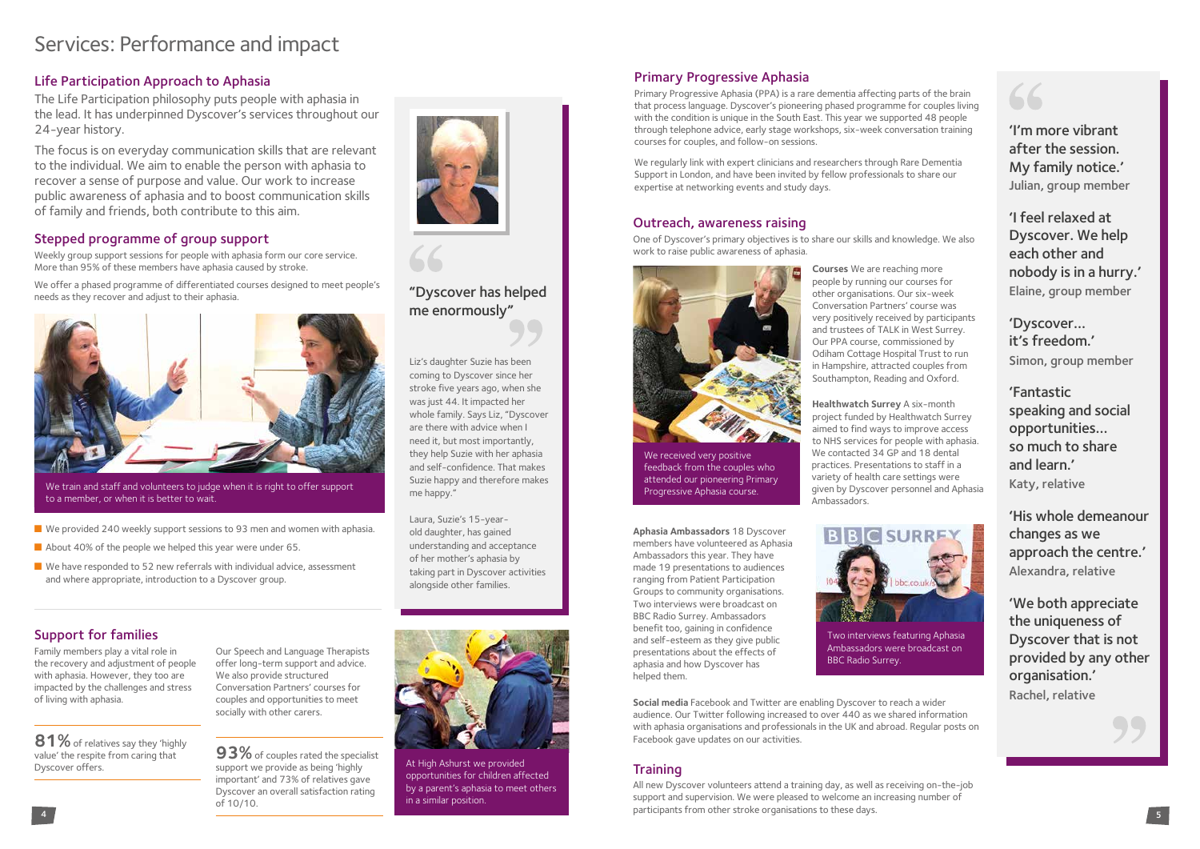# Services: Performance and impact

## Life Participation Approach to Aphasia

The Life Participation philosophy puts people with aphasia in the lead. It has underpinned Dyscover's services throughout our 24-year history.

The focus is on everyday communication skills that are relevant to the individual. We aim to enable the person with aphasia to recover a sense of purpose and value. Our work to increase public awareness of aphasia and to boost communication skills of family and friends, both contribute to this aim.

## Stepped programme of group support

Weekly group support sessions for people with aphasia form our core service. More than 95% of these members have aphasia caused by stroke.

We offer a phased programme of differentiated courses designed to meet people's needs as they recover and adjust to their aphasia.

We train and staff and volunteers to judge when it is right to offer support to a member, or when it is better to wait.

- We provided 240 weekly support sessions to 93 men and women with aphasia.
- About 40% of the people we helped this year were under 65.
- We have responded to 52 new referrals with individual advice, assessment and where appropriate, introduction to a Dyscover group.

### "Dyscover has helped me enormously"

Liz's daughter Suzie has been coming to Dyscover since her stroke five years ago, when she was just 44. It impacted her whole family. Says Liz, "Dyscover are there with advice when I need it, but most importantly, they help Suzie with her aphasia and self-confidence. That makes Suzie happy and therefore makes me happy."

Laura, Suzie's 15-year-old daughter, has gained understanding and acceptance of her mother's aphasia by taking part in Dyscover activities alongside other families.

## Support for families

Family members play a vital role in the recovery and adjustment of people with aphasia. However, they too are impacted by the challenges and stress of living with aphasia.

Our Speech and Language Therapists offer long-term support and advice. We also provide structured Conversation Partners' courses for couples and opportunities to meet socially with other carers.

**81%** of relatives say they 'highly value' the respite from caring that Dyscover offers.

**93%** of couples rated the specialist support we provide as being 'highly important' and 73% of relatives gave Dyscover an overall satisfaction rating of 10/10.

At High Ashurst we provided opportunities for children affected by a parent's aphasia to meet others in a similar position.

## Primary Progressive Aphasia

Primary Progressive Aphasia (PPA) is a rare dementia affecting parts of the brain that process language. Dyscover's pioneering phased programme for couples living with the condition is unique in the South East. This year we supported 48 people through telephone advice, early stage workshops, six-week conversation training courses for couples, and follow-on sessions.

We regularly link with expert clinicians and researchers through Rare Dementia Support in London, and have been invited by fellow professionals to share our expertise at networking events and study days.

## Outreach, awareness raising

One of Dyscover's primary objectives is to share our skills and knowledge. We also work to raise public awareness of aphasia.

We received very positive feedback from the couples who attended our pioneering Primary Progressive Aphasia course.

**Courses** We are reaching more people by running our courses for other organisations. Our six-week Conversation Partners' course was very positively received by participants and trustees of TALK in West Surrey. Our PPA course, commissioned by Odiham Cottage Hospital Trust to run in Hampshire, attracted couples from Southampton, Reading and Oxford.

**Healthwatch Surrey** A six-month project funded by Healthwatch Surrey aimed to find ways to improve access to NHS services for people with aphasia. We contacted 34 GP and 18 dental practices. Presentations to staff in a variety of health care settings were given by Dyscover personnel and Aphasia Ambassadors.

**Aphasia Ambassadors** 18 Dyscover members have volunteered as Aphasia Ambassadors this year. They have made 19 presentations to audiences ranging from Patient Participation Groups to community organisations. Two interviews were broadcast on BBC Radio Surrey. Ambassadors benefit too, gaining in confidence and self-esteem as they give public presentations about the effects of aphasia and how Dyscover has helped them.

Two interviews featuring Aphasia Ambassadors were broadcast on BBC Radio Surrey.

**Social media** Facebook and Twitter are enabling Dyscover to reach a wider audience. Our Twitter following increased to over 440 as we shared information with aphasia organisations and professionals in the UK and abroad. Regular posts on Facebook gave updates on our activities.

## Training

All new Dyscover volunteers attend a training day, as well as receiving on-the-job support and supervision. We were pleased to welcome an increasing number of participants from other stroke organisations to these days.

'I'm more vibrant after the session. My family notice.'
Julian, group member

'I feel relaxed at Dyscover. We help each other and nobody is in a hurry.'
Elaine, group member

'Dyscover… it's freedom.'
Simon, group member

'Fantastic speaking and social opportunities… so much to share and learn.'
Katy, relative

'His whole demeanour changes as we approach the centre.'
Alexandra, relative

'We both appreciate the uniqueness of Dyscover that is not provided by any other organisation.'
Rachel, relative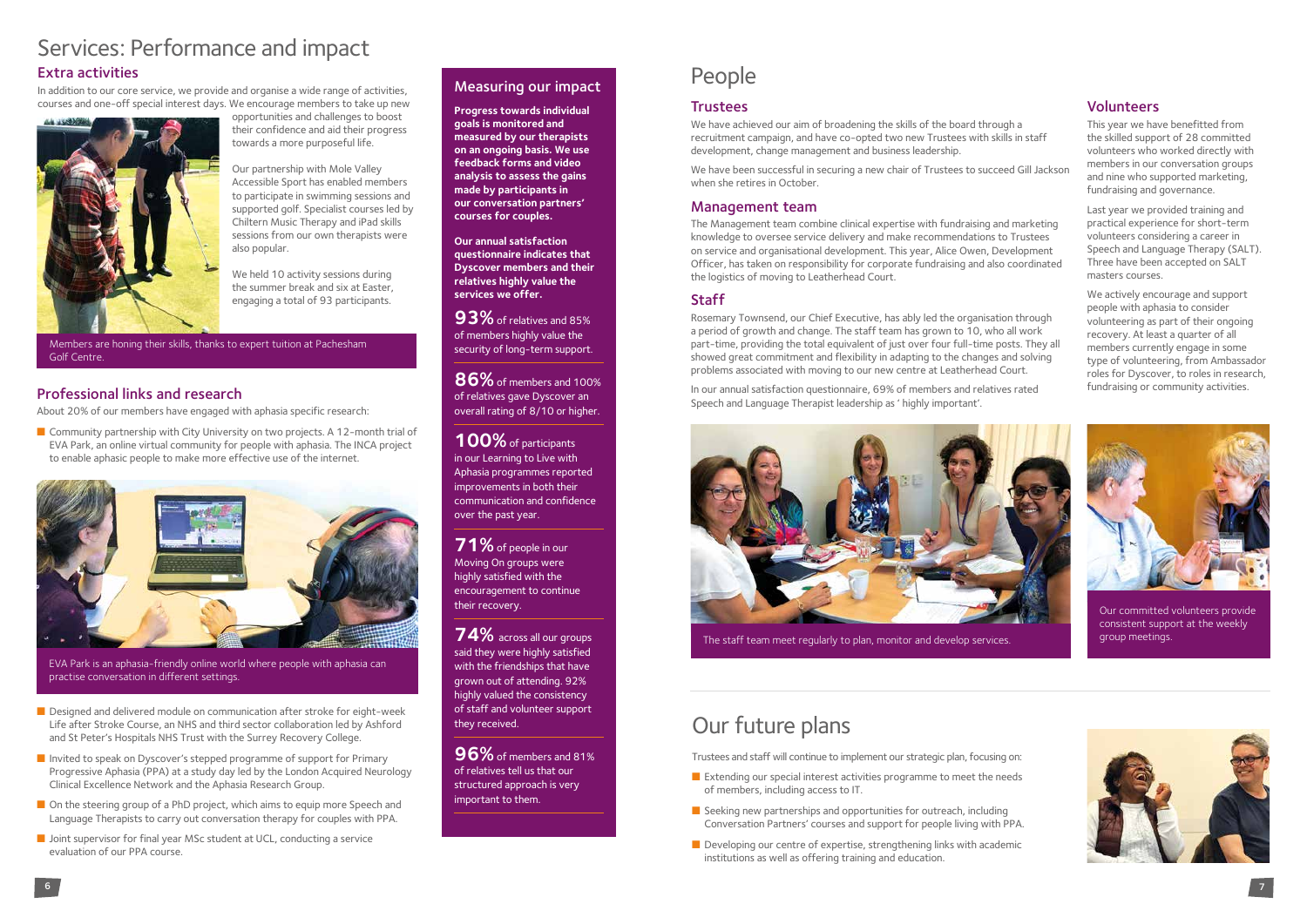# Services: Performance and impact

## Extra activities

In addition to our core service, we provide and organise a wide range of activities, courses and one-off special interest days. We encourage members to take up new opportunities and challenges to boost their confidence and aid their progress towards a more purposeful life.

Our partnership with Mole Valley Accessible Sport has enabled members to participate in swimming sessions and supported golf. Specialist courses led by Chiltern Music Therapy and iPad skills sessions from our own therapists were also popular.

We held 10 activity sessions during the summer break and six at Easter, engaging a total of 93 participants.

Members are honing their skills, thanks to expert tuition at Pachesham Golf Centre.

## Professional links and research

About 20% of our members have engaged with aphasia specific research:

- Community partnership with City University on two projects. A 12-month trial of EVA Park, an online virtual community for people with aphasia. The INCA project to enable aphasic people to make more effective use of the internet.

EVA Park is an aphasia-friendly online world where people with aphasia can practise conversation in different settings.

- Designed and delivered module on communication after stroke for eight-week Life after Stroke Course, an NHS and third sector collaboration led by Ashford and St Peter's Hospitals NHS Trust with the Surrey Recovery College.
- Invited to speak on Dyscover's stepped programme of support for Primary Progressive Aphasia (PPA) at a study day led by the London Acquired Neurology Clinical Excellence Network and the Aphasia Research Group.
- On the steering group of a PhD project, which aims to equip more Speech and Language Therapists to carry out conversation therapy for couples with PPA.
- Joint supervisor for final year MSc student at UCL, conducting a service evaluation of our PPA course.

## Measuring our impact

**Progress towards individual goals is monitored and measured by our therapists on an ongoing basis. We use feedback forms and video analysis to assess the gains made by participants in our conversation partners' courses for couples.**

**Our annual satisfaction questionnaire indicates that Dyscover members and their relatives highly value the services we offer.**

**93%** of relatives and 85% of members highly value the security of long-term support.

**86%** of members and 100% of relatives gave Dyscover an overall rating of 8/10 or higher.

**100%** of participants in our Learning to Live with Aphasia programmes reported improvements in both their communication and confidence over the past year.

**71%** of people in our Moving On groups were highly satisfied with the encouragement to continue their recovery.

**74%** across all our groups said they were highly satisfied with the friendships that have grown out of attending. 92% highly valued the consistency of staff and volunteer support they received.

**96%** of members and 81% of relatives tell us that our structured approach is very important to them.

# People

## Trustees

We have achieved our aim of broadening the skills of the board through a recruitment campaign, and have co-opted two new Trustees with skills in staff development, change management and business leadership.

We have been successful in securing a new chair of Trustees to succeed Gill Jackson when she retires in October.

## Management team

The Management team combine clinical expertise with fundraising and marketing knowledge to oversee service delivery and make recommendations to Trustees on service and organisational development. This year, Alice Owen, Development Officer, has taken on responsibility for corporate fundraising and also coordinated the logistics of moving to Leatherhead Court.

## Staff

Rosemary Townsend, our Chief Executive, has ably led the organisation through a period of growth and change. The staff team has grown to 10, who all work part-time, providing the total equivalent of just over four full-time posts. They all showed great commitment and flexibility in adapting to the changes and solving problems associated with moving to our new centre at Leatherhead Court.

In our annual satisfaction questionnaire, 69% of members and relatives rated Speech and Language Therapist leadership as 'highly important'.

The staff team meet regularly to plan, monitor and develop services.

## Volunteers

This year we have benefitted from the skilled support of 28 committed volunteers who worked directly with members in our conversation groups and nine who supported marketing, fundraising and governance.

Last year we provided training and practical experience for short-term volunteers considering a career in Speech and Language Therapy (SALT). Three have been accepted on SALT masters courses.

We actively encourage and support people with aphasia to consider volunteering as part of their ongoing recovery. At least a quarter of all members currently engage in some type of volunteering, from Ambassador roles for Dyscover, to roles in research, fundraising or community activities.

Our committed volunteers provide consistent support at the weekly group meetings.

# Our future plans

Trustees and staff will continue to implement our strategic plan, focusing on:

- Extending our special interest activities programme to meet the needs of members, including access to IT.
- Seeking new partnerships and opportunities for outreach, including Conversation Partners' courses and support for people living with PPA.
- Developing our centre of expertise, strengthening links with academic institutions as well as offering training and education.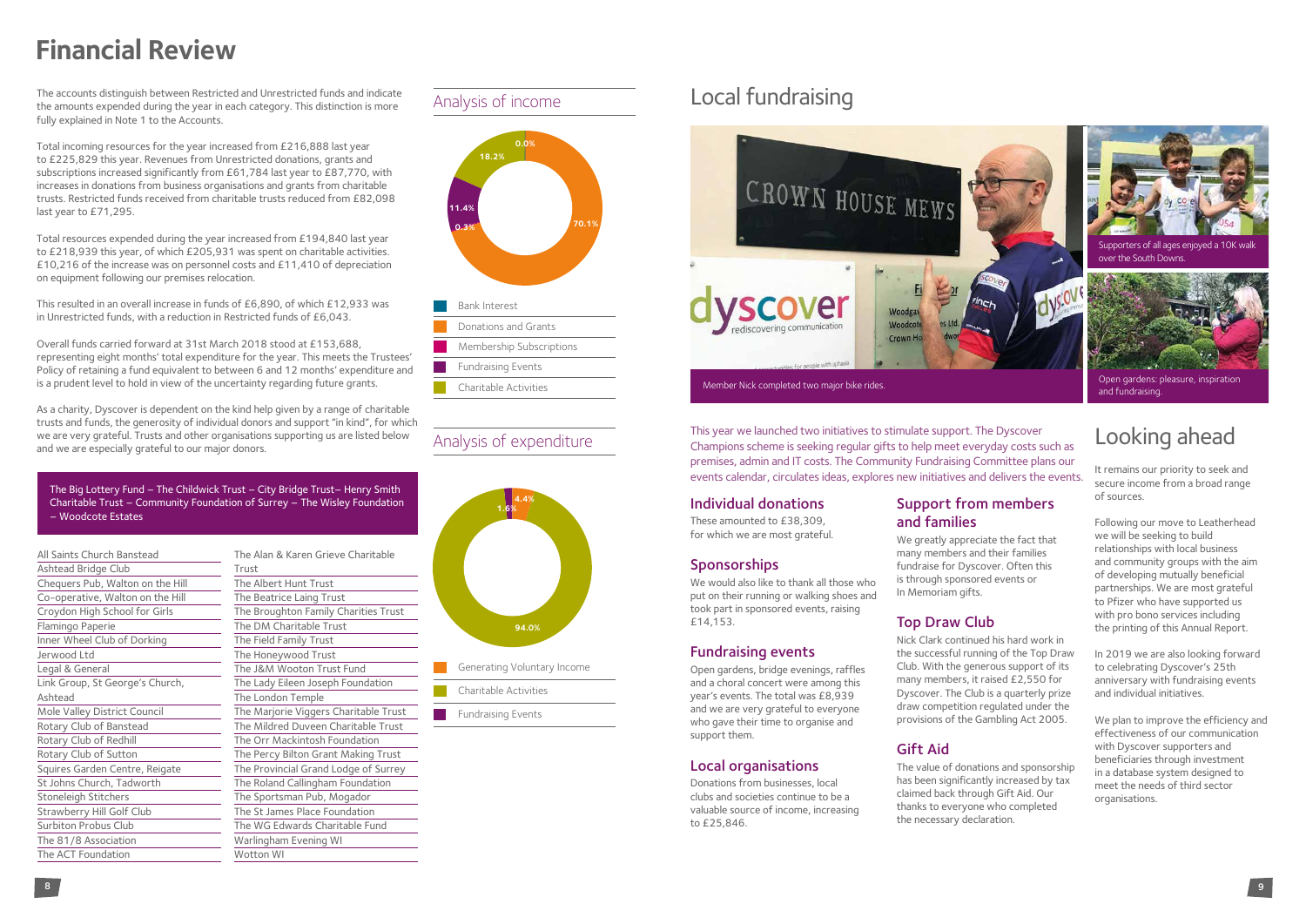# Financial Review

The accounts distinguish between Restricted and Unrestricted funds and indicate the amounts expended during the year in each category. This distinction is more fully explained in Note 1 to the Accounts.

Total incoming resources for the year increased from £216,888 last year to £225,829 this year. Revenues from Unrestricted donations, grants and subscriptions increased significantly from £61,784 last year to £87,770, with increases in donations from business organisations and grants from charitable trusts. Restricted funds received from charitable trusts reduced from £82,098 last year to £71,295.

Total resources expended during the year increased from £194,840 last year to £218,939 this year, of which £205,931 was spent on charitable activities. £10,216 of the increase was on personnel costs and £11,410 of depreciation on equipment following our premises relocation.

This resulted in an overall increase in funds of £6,890, of which £12,933 was in Unrestricted funds, with a reduction in Restricted funds of £6,043.

Overall funds carried forward at 31st March 2018 stood at £153,688, representing eight months' total expenditure for the year. This meets the Trustees' Policy of retaining a fund equivalent to between 6 and 12 months' expenditure and is a prudent level to hold in view of the uncertainty regarding future grants.

As a charity, Dyscover is dependent on the kind help given by a range of charitable trusts and funds, the generosity of individual donors and support "in kind", for which we are very grateful. Trusts and other organisations supporting us are listed below and we are especially grateful to our major donors.

The Big Lottery Fund – The Childwick Trust – City Bridge Trust– Henry Smith Charitable Trust – Community Foundation of Surrey – The Wisley Foundation – Woodcote Estates

| | |
|---|---|
| All Saints Church Banstead | The Alan & Karen Grieve Charitable Trust |
| Ashtead Bridge Club | The Albert Hunt Trust |
| Chequers Pub, Walton on the Hill | The Beatrice Laing Trust |
| Co-operative, Walton on the Hill | The Broughton Family Charities Trust |
| Croydon High School for Girls | The DM Charitable Trust |
| Flamingo Paperie | The Field Family Trust |
| Inner Wheel Club of Dorking | The Honeywood Trust |
| Jerwood Ltd | The J&M Wooton Trust Fund |
| Legal & General | The Lady Eileen Joseph Foundation |
| Link Group, St George's Church, Ashtead | The London Temple |
| Mole Valley District Council | The Marjorie Viggers Charitable Trust |
| Rotary Club of Banstead | The Mildred Duveen Charitable Trust |
| Rotary Club of Redhill | The Orr Mackintosh Foundation |
| Rotary Club of Sutton | The Percy Bilton Grant Making Trust |
| Squires Garden Centre, Reigate | The Provincial Grand Lodge of Surrey |
| St Johns Church, Tadworth | The Roland Callingham Foundation |
| Stoneleigh Stitchers | The Sportsman Pub, Mogador |
| Strawberry Hill Golf Club | The St James Place Foundation |
| Surbiton Probus Club | The WG Edwards Charitable Fund |
| The 81/8 Association | Warlingham Evening WI |
| The ACT Foundation | Wotton WI |

## Analysis of income

| Category | % |
|---|---|
| Bank Interest | 0.0% |
| Donations and Grants | 70.1% |
| Membership Subscriptions | 0.3% |
| Fundraising Events | 11.4% |
| Charitable Activities | 18.2% |

## Analysis of expenditure

| Category | % |
|---|---|
| Generating Voluntary Income | 4.4% |
| Charitable Activities | 94.0% |
| Fundraising Events | 1.6% |

# Local fundraising

Member Nick completed two major bike rides.

Supporters of all ages enjoyed a 10K walk over the South Downs.

Open gardens: pleasure, inspiration and fundraising.

This year we launched two initiatives to stimulate support. The Dyscover Champions scheme is seeking regular gifts to help meet everyday costs such as premises, admin and IT costs. The Community Fundraising Committee plans our events calendar, circulates ideas, explores new initiatives and delivers the events.

### Individual donations

These amounted to £38,309, for which we are most grateful.

### Sponsorships

We would also like to thank all those who put on their running or walking shoes and took part in sponsored events, raising £14,153.

### Fundraising events

Open gardens, bridge evenings, raffles and a choral concert were among this year's events. The total was £8,939 and we are very grateful to everyone who gave their time to organise and support them.

### Local organisations

Donations from businesses, local clubs and societies continue to be a valuable source of income, increasing to £25,846.

### Support from members and families

We greatly appreciate the fact that many members and their families fundraise for Dyscover. Often this is through sponsored events or In Memoriam gifts.

### Top Draw Club

Nick Clark continued his hard work in the successful running of the Top Draw Club. With the generous support of its many members, it raised £2,550 for Dyscover. The Club is a quarterly prize draw competition regulated under the provisions of the Gambling Act 2005.

### Gift Aid

The value of donations and sponsorship has been significantly increased by tax claimed back through Gift Aid. Our thanks to everyone who completed the necessary declaration.

# Looking ahead

It remains our priority to seek and secure income from a broad range of sources.

Following our move to Leatherhead we will be seeking to build relationships with local business and community groups with the aim of developing mutually beneficial partnerships. We are most grateful to Pfizer who have supported us with pro bono services including the printing of this Annual Report.

In 2019 we are also looking forward to celebrating Dyscover's 25th anniversary with fundraising events and individual initiatives.

We plan to improve the efficiency and effectiveness of our communication with Dyscover supporters and beneficiaries through investment in a database system designed to meet the needs of third sector organisations.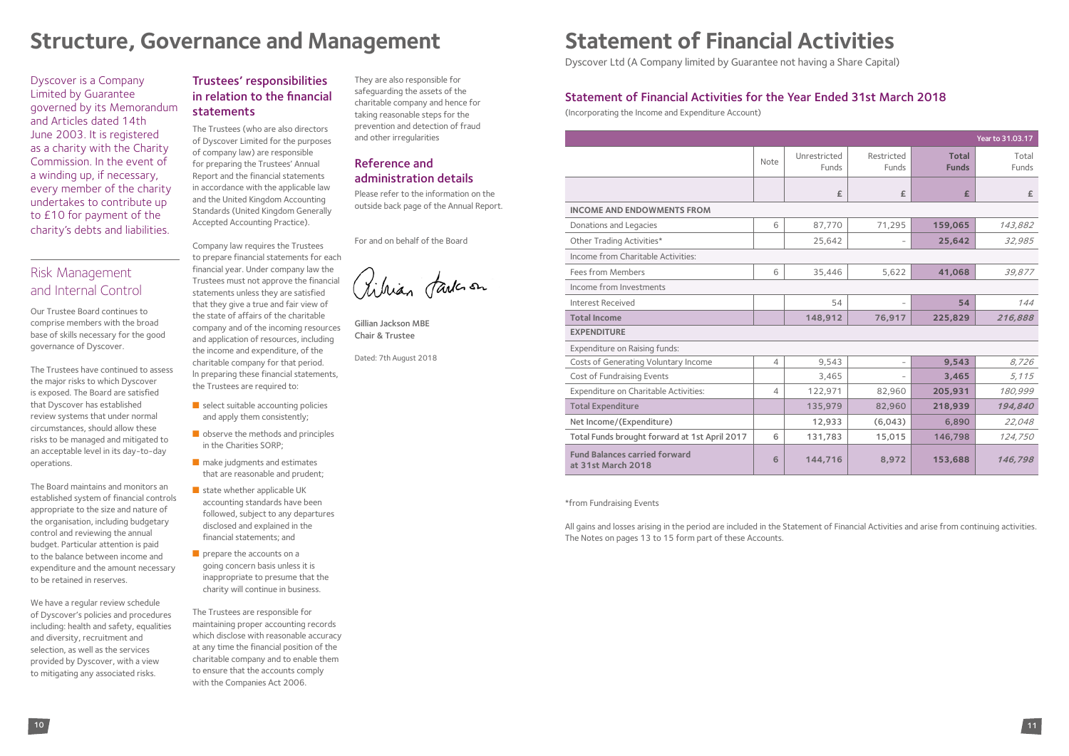# Structure, Governance and Management

Dyscover is a Company Limited by Guarantee governed by its Memorandum and Articles dated 14th June 2003. It is registered as a charity with the Charity Commission. In the event of a winding up, if necessary, every member of the charity undertakes to contribute up to £10 for payment of the charity's debts and liabilities.

## Risk Management and Internal Control

Our Trustee Board continues to comprise members with the broad base of skills necessary for the good governance of Dyscover.

The Trustees have continued to assess the major risks to which Dyscover is exposed. The Board are satisfied that Dyscover has established review systems that under normal circumstances, should allow these risks to be managed and mitigated to an acceptable level in its day-to-day operations.

The Board maintains and monitors an established system of financial controls appropriate to the size and nature of the organisation, including budgetary control and reviewing the annual budget. Particular attention is paid to the balance between income and expenditure and the amount necessary to be retained in reserves.

We have a regular review schedule of Dyscover's policies and procedures including: health and safety, equalities and diversity, recruitment and selection, as well as the services provided by Dyscover, with a view to mitigating any associated risks.

## Trustees' responsibilities in relation to the financial statements

The Trustees (who are also directors of Dyscover Limited for the purposes of company law) are responsible for preparing the Trustees' Annual Report and the financial statements in accordance with the applicable law and the United Kingdom Accounting Standards (United Kingdom Generally Accepted Accounting Practice).

Company law requires the Trustees to prepare financial statements for each financial year. Under company law the Trustees must not approve the financial statements unless they are satisfied that they give a true and fair view of the state of affairs of the charitable company and of the incoming resources and application of resources, including the income and expenditure, of the charitable company for that period. In preparing these financial statements, the Trustees are required to:

- select suitable accounting policies and apply them consistently;
- observe the methods and principles in the Charities SORP;
- make judgments and estimates that are reasonable and prudent;
- state whether applicable UK accounting standards have been followed, subject to any departures disclosed and explained in the financial statements; and
- prepare the accounts on a going concern basis unless it is inappropriate to presume that the charity will continue in business.

The Trustees are responsible for maintaining proper accounting records which disclose with reasonable accuracy at any time the financial position of the charitable company and to enable them to ensure that the accounts comply with the Companies Act 2006.

They are also responsible for safeguarding the assets of the charitable company and hence for taking reasonable steps for the prevention and detection of fraud and other irregularities

## Reference and administration details

Please refer to the information on the outside back page of the Annual Report.

For and on behalf of the Board

Gillian Jackson MBE
Chair & Trustee

Dated: 7th August 2018

# Statement of Financial Activities

Dyscover Ltd (A Company limited by Guarantee not having a Share Capital)

## Statement of Financial Activities for the Year Ended 31st March 2018

(Incorporating the Income and Expenditure Account)

| | Note | Unrestricted Funds | Restricted Funds | Total Funds | Year to 31.03.17 Total Funds |
|---|---|---|---|---|---|
| | | £ | £ | £ | £ |
| **INCOME AND ENDOWMENTS FROM** | | | | | |
| Donations and Legacies | 6 | 87,770 | 71,295 | **159,065** | *143,882* |
| Other Trading Activities* | | 25,642 | - | **25,642** | *32,985* |
| Income from Charitable Activities: | | | | | |
| Fees from Members | 6 | 35,446 | 5,622 | **41,068** | *39,877* |
| Income from Investments | | | | | |
| Interest Received | | 54 | - | **54** | *144* |
| **Total Income** | | **148,912** | **76,917** | **225,829** | ***216,888*** |
| **EXPENDITURE** | | | | | |
| Expenditure on Raising funds: | | | | | |
| Costs of Generating Voluntary Income | 4 | 9,543 | - | **9,543** | *8,726* |
| Cost of Fundraising Events | | 3,465 | - | **3,465** | *5,115* |
| Expenditure on Charitable Activities: | 4 | 122,971 | 82,960 | **205,931** | *180,999* |
| **Total Expenditure** | | 135,979 | 82,960 | **218,939** | ***194,840*** |
| Net Income/(Expenditure) | | 12,933 | (6,043) | 6,890 | *22,048* |
| Total Funds brought forward at 1st April 2017 | 6 | 131,783 | 15,015 | 146,798 | *124,750* |
| **Fund Balances carried forward at 31st March 2018** | **6** | **144,716** | **8,972** | **153,688** | ***146,798*** |

*from Fundraising Events

All gains and losses arising in the period are included in the Statement of Financial Activities and arise from continuing activities. The Notes on pages 13 to 15 form part of these Accounts.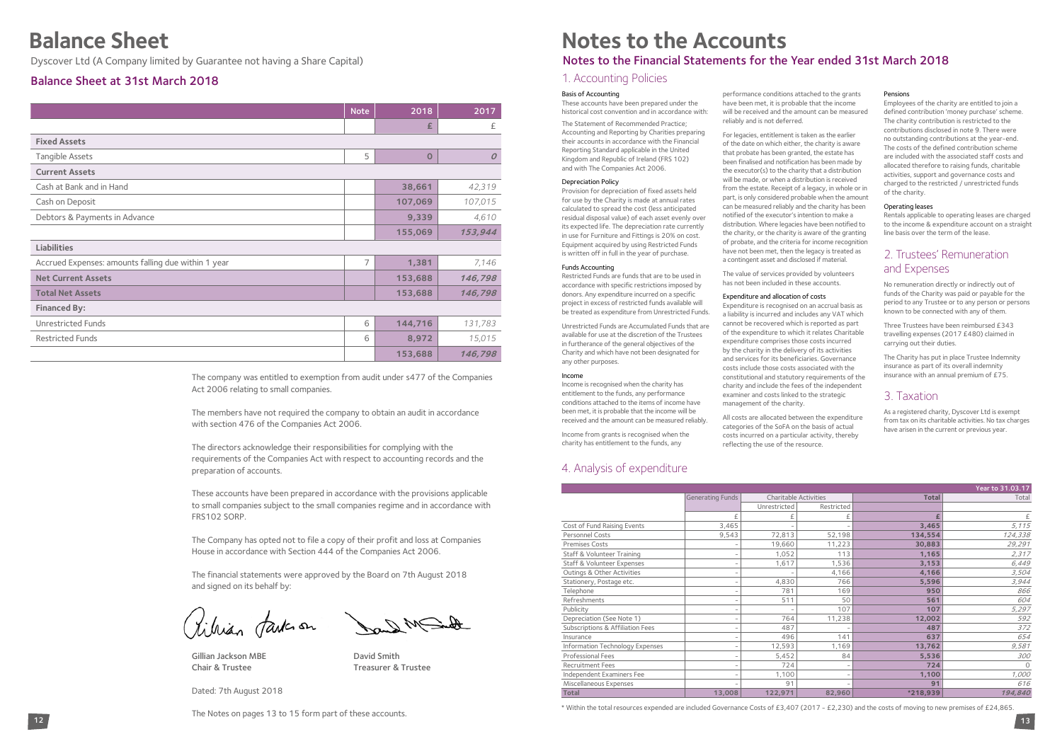# Balance Sheet

Dyscover Ltd (A Company limited by Guarantee not having a Share Capital)

## Balance Sheet at 31st March 2018

| | Note | 2018 | 2017 |
|---|---|---|---|
| | | £ | £ |
| **Fixed Assets** | | | |
| Tangible Assets | 5 | 0 | *0* |
| **Current Assets** | | | |
| Cash at Bank and in Hand | | **38,661** | *42,319* |
| Cash on Deposit | | **107,069** | *107,015* |
| Debtors & Payments in Advance | | **9,339** | *4,610* |
| | | **155,069** | ***153,944*** |
| **Liabilities** | | | |
| Accrued Expenses: amounts falling due within 1 year | 7 | **1,381** | *7,146* |
| **Net Current Assets** | | **153,688** | ***146,798*** |
| **Total Net Assets** | | **153,688** | ***146,798*** |
| **Financed By:** | | | |
| Unrestricted Funds | 6 | **144,716** | *131,783* |
| Restricted Funds | 6 | **8,972** | *15,015* |
| | | **153,688** | ***146,798*** |

The company was entitled to exemption from audit under s477 of the Companies Act 2006 relating to small companies.

The members have not required the company to obtain an audit in accordance with section 476 of the Companies Act 2006.

The directors acknowledge their responsibilities for complying with the requirements of the Companies Act with respect to accounting records and the preparation of accounts.

These accounts have been prepared in accordance with the provisions applicable to small companies subject to the small companies regime and in accordance with FRS102 SORP.

The Company has opted not to file a copy of their profit and loss at Companies House in accordance with Section 444 of the Companies Act 2006.

The financial statements were approved by the Board on 7th August 2018 and signed on its behalf by:

**Gillian Jackson MBE**
**Chair & Trustee**

**David Smith**
**Treasurer & Trustee**

Dated: 7th August 2018

The Notes on pages 13 to 15 form part of these accounts.

# Notes to the Accounts

## Notes to the Financial Statements for the Year ended 31st March 2018

## 1. Accounting Policies

#### Basis of Accounting

These accounts have been prepared under the historical cost convention and in accordance with:

The Statement of Recommended Practice; Accounting and Reporting by Charities preparing their accounts in accordance with the Financial Reporting Standard applicable in the United Kingdom and Republic of Ireland (FRS 102) and with The Companies Act 2006.

#### Depreciation Policy

Provision for depreciation of fixed assets held for use by the Charity is made at annual rates calculated to spread the cost (less anticipated residual disposal value) of each asset evenly over its expected life. The depreciation rate currently in use for Furniture and Fittings is 20% on cost. Equipment acquired by using Restricted Funds is written off in full in the year of purchase.

#### Funds Accounting

Restricted Funds are funds that are to be used in accordance with specific restrictions imposed by donors. Any expenditure incurred on a specific project in excess of restricted funds available will be treated as expenditure from Unrestricted Funds.

Unrestricted Funds are Accumulated Funds that are available for use at the discretion of the Trustees in furtherance of the general objectives of the Charity and which have not been designated for any other purposes.

#### Income

Income is recognised when the charity has entitlement to the funds, any performance conditions attached to the items of income have been met, it is probable that the income will be received and the amount can be measured reliably.

Income from grants is recognised when the charity has entitlement to the funds, any performance conditions attached to the grants have been met, it is probable that the income will be received and the amount can be measured reliably and is not deferred.

For legacies, entitlement is taken as the earlier of the date on which either, the charity is aware that probate has been granted, the estate has been finalised and notification has been made by the executor(s) to the charity that a distribution will be made, or when a distribution is received from the estate. Receipt of a legacy, in whole or in part, is only considered probable when the amount can be measured reliably and the charity has been notified of the executor's intention to make a distribution. Where legacies have been notified to the charity, or the charity is aware of the granting of probate, and the criteria for income recognition have not been met, then the legacy is treated as a contingent asset and disclosed if material.

The value of services provided by volunteers has not been included in these accounts.

#### Expenditure and allocation of costs

Expenditure is recognised on an accrual basis as a liability is incurred and includes any VAT which cannot be recovered which is reported as part of the expenditure to which it relates Charitable expenditure comprises those costs incurred by the charity in the delivery of its activities and services for its beneficiaries. Governance costs include those costs associated with the constitutional and statutory requirements of the charity and include the fees of the independent examiner and costs linked to the strategic management of the charity.

All costs are allocated between the expenditure categories of the SoFA on the basis of actual costs incurred on a particular activity, thereby reflecting the use of the resource.

#### Pensions

Employees of the charity are entitled to join a defined contribution 'money purchase' scheme. The charity contribution is restricted to the contributions disclosed in note 9. There were no outstanding contributions at the year-end. The costs of the defined contribution scheme are included with the associated staff costs and allocated therefore to raising funds, charitable activities, support and governance costs and charged to the restricted / unrestricted funds of the charity.

#### Operating leases

Rentals applicable to operating leases are charged to the income & expenditure account on a straight line basis over the term of the lease.

## 2. Trustees' Remuneration and Expenses

No remuneration directly or indirectly out of funds of the Charity was paid or payable for the period to any Trustee or to any person or persons known to be connected with any of them.

Three Trustees have been reimbursed £343 travelling expenses (2017 £480) claimed in carrying out their duties.

The Charity has put in place Trustee Indemnity insurance as part of its overall indemnity insurance with an annual premium of £75.

## 3. Taxation

As a registered charity, Dyscover Ltd is exempt from tax on its charitable activities. No tax charges have arisen in the current or previous year.

## 4. Analysis of expenditure

| | Generating Funds | Charitable Activities | | Total | Year to 31.03.17 Total |
|---|---|---|---|---|---|
| | | Unrestricted | Restricted | | |
| | £ | £ | £ | **£** | £ |
| Cost of Fund Raising Events | 3,465 | - | - | **3,465** | *5,115* |
| Personnel Costs | 9,543 | 72,813 | 52,198 | **134,554** | *124,338* |
| Premises Costs | - | 19,660 | 11,223 | **30,883** | *29,291* |
| Staff & Volunteer Training | - | 1,052 | 113 | **1,165** | *2,317* |
| Staff & Volunteer Expenses | - | 1,617 | 1,536 | **3,153** | *6,449* |
| Outings & Other Activities | - | - | 4,166 | **4,166** | *3,504* |
| Stationery, Postage etc. | - | 4,830 | 766 | **5,596** | *3,944* |
| Telephone | - | 781 | 169 | **950** | *866* |
| Refreshments | - | 511 | 50 | **561** | *604* |
| Publicity | - | - | 107 | **107** | *5,297* |
| Depreciation (See Note 1) | - | 764 | 11,238 | **12,002** | *592* |
| Subscriptions & Affiliation Fees | - | 487 | - | **487** | *372* |
| Insurance | - | 496 | 141 | **637** | *654* |
| Information Technology Expenses | - | 12,593 | 1,169 | **13,762** | *9,581* |
| Professional Fees | - | 5,452 | 84 | **5,536** | *300* |
| Recruitment Fees | - | 724 | - | **724** | *0* |
| Independent Examiners Fee | - | 1,100 | - | **1,100** | *1,000* |
| Miscellaneous Expenses | - | 91 | - | **91** | *616* |
| **Total** | **13,008** | **122,971** | **82,960** | ***218,939** | ***194,840*** |

\* Within the total resources expended are included Governance Costs of £3,407 (2017 - £2,230) and the costs of moving to new premises of £24,865.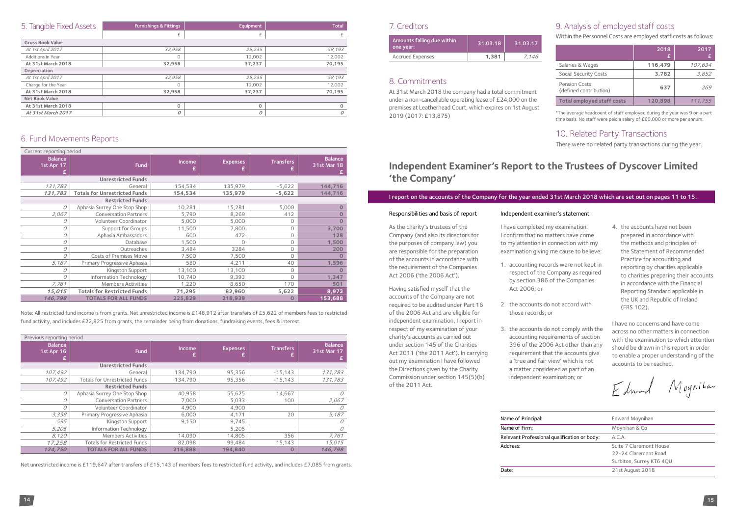## 5. Tangible Fixed Assets

| | Furnishings & Fittings | Equipment | Total |
|---|---|---|---|
| | £ | £ | £ |
| **Gross Book Value** | | | |
| *At 1st April 2017* | *32,958* | *25,235* | *58,193* |
| Additions in Year | 0 | 12,002 | 12,002 |
| **At 31st March 2018** | **32,958** | **37,237** | **70,195** |
| **Depreciation** | | | |
| *At 1st April 2017* | *32,958* | *25,235* | *58,193* |
| Charge for the Year | 0 | 12,002 | 12,002 |
| **At 31st March 2018** | **32,958** | **37,237** | **70,195** |
| **Net Book Value** | | | |
| **At 31st March 2018** | **0** | **0** | **0** |
| ***At 31st March 2017*** | ***0*** | ***0*** | ***0*** |

## 6. Fund Movements Reports

Current reporting period

| Balance 1st Apr 17 £ | Fund | Income £ | Expenses £ | Transfers £ | Balance 31st Mar 18 £ |
|---|---|---|---|---|---|
| | **Unrestricted Funds** | | | | |
| *131,783* | General | 154,534 | 135,979 | -5,622 | **144,716** |
| ***131,783*** | **Totals for Unrestricted Funds** | **154,534** | **135,979** | **-5,622** | **144,716** |
| | **Restricted Funds** | | | | |
| *0* | Aphasia Surrey One Stop Shop | 10,281 | 15,281 | 5,000 | **0** |
| *2,067* | Conversation Partners | 5,790 | 8,269 | 412 | **0** |
| *0* | Volunteer Coordinator | 5,000 | 5,000 | 0 | **0** |
| *0* | Support for Groups | 11,500 | 7,800 | 0 | **3,700** |
| *0* | Aphasia Ambassadors | 600 | 472 | 0 | **128** |
| *0* | Database | 1,500 | 0 | 0 | **1,500** |
| *0* | Outreaches | 3,484 | 3284 | 0 | **200** |
| *0* | Costs of Premises Move | 7,500 | 7,500 | 0 | **0** |
| *5,187* | Primary Progressive Aphasia | 580 | 4,211 | 40 | **1,596** |
| *0* | Kingston Support | 13,100 | 13,100 | 0 | **0** |
| *0* | Information Technology | 10,740 | 9,393 | 0 | **1,347** |
| *7,761* | Members Activities | 1,220 | 8,650 | 170 | **501** |
| ***15,015*** | **Totals for Restricted Funds** | **71,295** | **82,960** | **5,622** | **8,972** |
| ***146,798*** | **TOTALS FOR ALL FUNDS** | **225,829** | **218,939** | **0** | **153,688** |

Note: All restricted fund income is from grants. Net unrestricted income is £148,912 after transfers of £5,622 of members fees to restricted fund activity, and includes £22,825 from grants, the remainder being from donations, fundraising events, fees & interest.

Previous reporting period

| Balance 1st Apr 16 £ | Fund | Income £ | Expenses £ | Transfers £ | Balance 31st Mar 17 £ |
|---|---|---|---|---|---|
| | **Unrestricted Funds** | | | | |
| *107,492* | General | 134,790 | 95,356 | -15,143 | *131,783* |
| *107,492* | Totals for Unrestricted Funds | 134,790 | 95,356 | -15,143 | *131,783* |
| | **Restricted Funds** | | | | |
| *0* | Aphasia Surrey One Stop Shop | 40,958 | 55,625 | 14,667 | *0* |
| *0* | Conversation Partners | 7,000 | 5,033 | 100 | *2,067* |
| *0* | Volunteer Coordinator | 4,900 | 4,900 | | *0* |
| *3,338* | Primary Progressive Aphasia | 6,000 | 4,171 | 20 | *5,187* |
| *595* | Kingston Support | 9,150 | 9,745 | | *0* |
| *5,205* | Information Technology | | 5,205 | | *0* |
| *8,120* | Members Activities | 14,090 | 14,805 | 356 | *7,761* |
| *17,258* | Totals for Restricted Funds | 82,098 | 99,484 | 15,143 | *15,015* |
| ***124,750*** | **TOTALS FOR ALL FUNDS** | **216,888** | **194,840** | **0** | ***146,798*** |

Net unrestricted income is £119,647 after transfers of £15,143 of members fees to restricted fund activity, and includes £7,085 from grants.

## 7. Creditors

| Amounts falling due within one year: | 31.03.18 | 31.03.17 |
|---|---|---|
| Accrued Expenses | **1,381** | *7,146* |

## 8. Commitments

At 31st March 2018 the company had a total commitment under a non-cancellable operating lease of £24,000 on the premises at Leatherhead Court, which expires on 1st August 2019 (2017: £13,875)

## 9. Analysis of employed staff costs

Within the Personnel Costs are employed staff costs as follows:

| | 2018 £ | 2017 £ |
|---|---|---|
| Salaries & Wages | **116,479** | *107,634* |
| Social Security Costs | **3,782** | *3,852* |
| Pension Costs (defined contribution) | **637** | *269* |
| **Total employed staff costs** | **120,898** | *111,755* |

*The average headcount of staff employed during the year was 9 on a part time basis. No staff were paid a salary of £60,000 or more per annum.

## 10. Related Party Transactions

There were no related party transactions during the year.

# Independent Examiner's Report to the Trustees of Dyscover Limited 'the Company'

**I report on the accounts of the Company for the year ended 31st March 2018 which are set out on pages 11 to 15.**

### Responsibilities and basis of report

As the charity's trustees of the Company (and also its directors for the purposes of company law) you are responsible for the preparation of the accounts in accordance with the requirement of the Companies Act 2006 ('the 2006 Act').

Having satisfied myself that the accounts of the Company are not required to be audited under Part 16 of the 2006 Act and are eligible for independent examination, I report in respect of my examination of your charity's accounts as carried out under section 145 of the Charities Act 2011 ('the 2011 Act'). In carrying out my examination I have followed the Directions given by the Charity Commission under section 145(5)(b) of the 2011 Act.

### Independent examiner's statement

I have completed my examination. I confirm that no matters have come to my attention in connection with my examination giving me cause to believe:

1. accounting records were not kept in respect of the Company as required by section 386 of the Companies Act 2006; or
2. the accounts do not accord with those records; or
3. the accounts do not comply with the accounting requirements of section 396 of the 2006 Act other than any requirement that the accounts give a 'true and fair view' which is not a matter considered as part of an independent examination; or
4. the accounts have not been prepared in accordance with the methods and principles of the Statement of Recommended Practice for accounting and reporting by charities applicable to charities preparing their accounts in accordance with the Financial Reporting Standard applicable in the UK and Republic of Ireland (FRS 102).

I have no concerns and have come across no other matters in connection with the examination to which attention should be drawn in this report in order to enable a proper understanding of the accounts to be reached.

Edward Moynihan

| | |
|---|---|
| Name of Principal: | Edward Moynihan |
| Name of Firm: | Moynihan & Co |
| Relevant Professional qualification or body: | A.C.A. |
| Address: | Suite 7 Claremont House<br>22-24 Claremont Road<br>Surbiton, Surrey KT6 4QU |
| Date: | 21st August 2018 |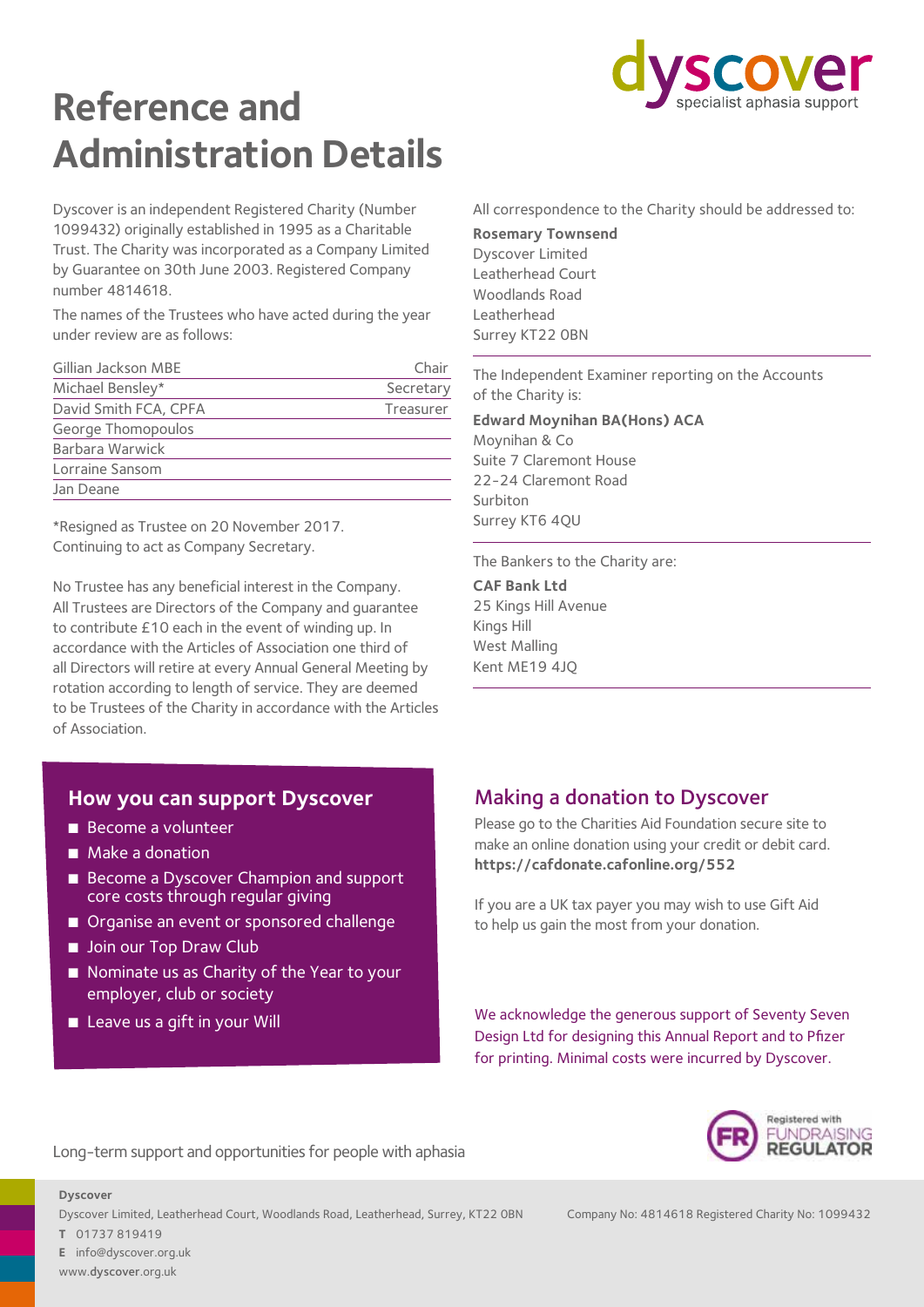# Reference and Administration Details

Dyscover is an independent Registered Charity (Number 1099432) originally established in 1995 as a Charitable Trust. The Charity was incorporated as a Company Limited by Guarantee on 30th June 2003. Registered Company number 4814618.

The names of the Trustees who have acted during the year under review are as follows:

| | |
|---|---|
| Gillian Jackson MBE | Chair |
| Michael Bensley* | Secretary |
| David Smith FCA, CPFA | Treasurer |
| George Thomopoulos | |
| Barbara Warwick | |
| Lorraine Sansom | |
| Jan Deane | |

*Resigned as Trustee on 20 November 2017. Continuing to act as Company Secretary.

No Trustee has any beneficial interest in the Company. All Trustees are Directors of the Company and guarantee to contribute £10 each in the event of winding up. In accordance with the Articles of Association one third of all Directors will retire at every Annual General Meeting by rotation according to length of service. They are deemed to be Trustees of the Charity in accordance with the Articles of Association.

All correspondence to the Charity should be addressed to:

**Rosemary Townsend**
Dyscover Limited
Leatherhead Court
Woodlands Road
Leatherhead
Surrey KT22 0BN

The Independent Examiner reporting on the Accounts of the Charity is:

**Edward Moynihan BA(Hons) ACA**
Moynihan & Co
Suite 7 Claremont House
22-24 Claremont Road
Surbiton
Surrey KT6 4QU

The Bankers to the Charity are:

**CAF Bank Ltd**
25 Kings Hill Avenue
Kings Hill
West Malling
Kent ME19 4JQ

## How you can support Dyscover

- Become a volunteer
- Make a donation
- Become a Dyscover Champion and support core costs through regular giving
- Organise an event or sponsored challenge
- Join our Top Draw Club
- Nominate us as Charity of the Year to your employer, club or society
- Leave us a gift in your Will

## Making a donation to Dyscover

Please go to the Charities Aid Foundation secure site to make an online donation using your credit or debit card. **https://cafdonate.cafonline.org/552**

If you are a UK tax payer you may wish to use Gift Aid to help us gain the most from your donation.

We acknowledge the generous support of Seventy Seven Design Ltd for designing this Annual Report and to Pfizer for printing. Minimal costs were incurred by Dyscover.

Long-term support and opportunities for people with aphasia

Registered with Fundraising Regulator

**Dyscover**
Dyscover Limited, Leatherhead Court, Woodlands Road, Leatherhead, Surrey, KT22 0BN
**T** 01737 819419
**E** info@dyscover.org.uk
www.dyscover.org.uk

Company No: 4814618 Registered Charity No: 1099432